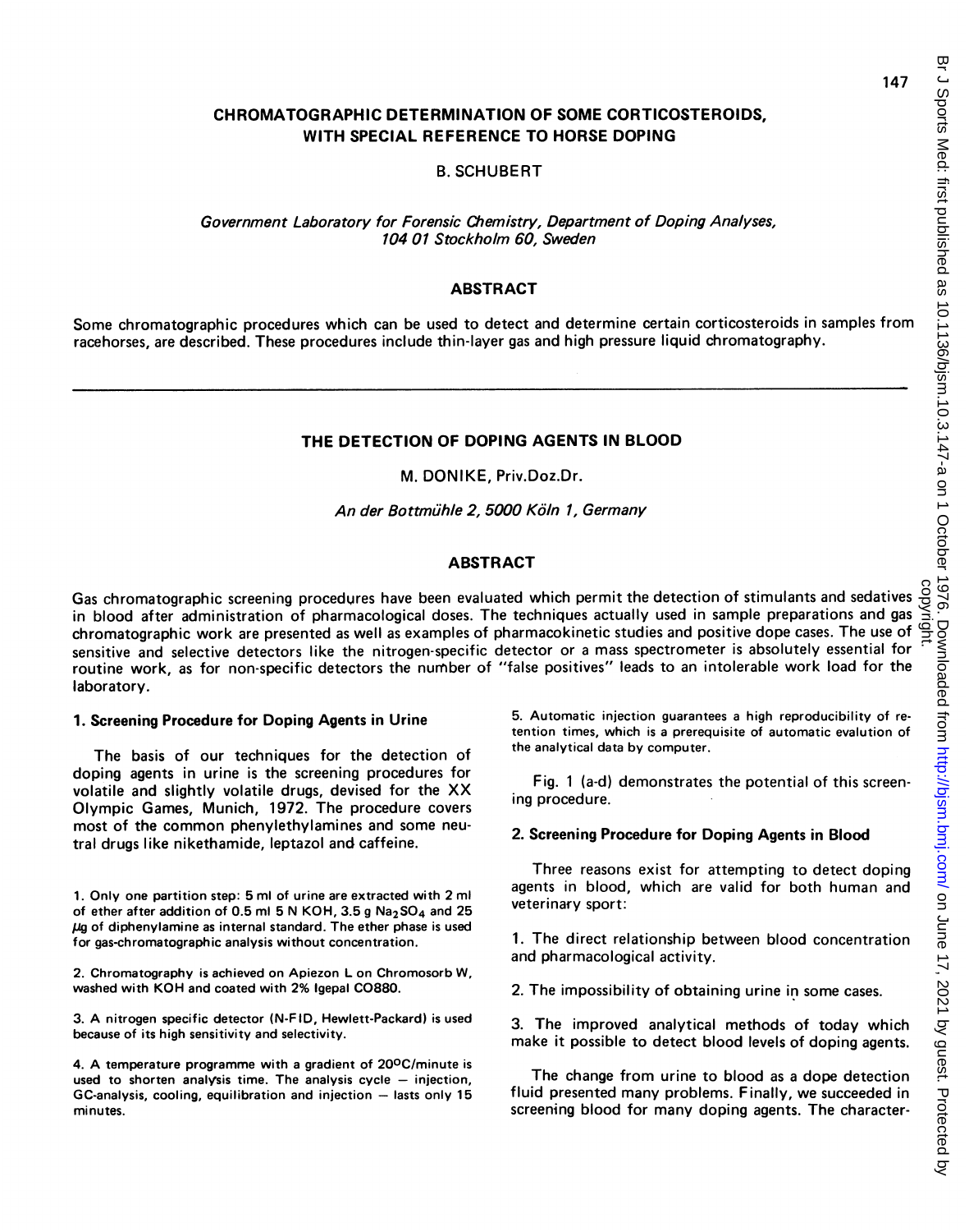# CHROMATOGRAPHIC DETERMINATION OF SOME CORTICOSTEROIDS, WITH SPECIAL REFERENCE TO HORSE DOPING

B. SCHUBERT

*Government Laboratory for Forensic Chemistry, Department of Doping Analyses, 104 01 Stockholm 60, Sweden*

## ABSTRACT

Some chromatographic procedures which can be used to detect and determine certain corticosteroids in samples from racehorses, are described. These procedures include thin-layer gas and high pressure liquid chromatography.

---

# THE DETECTION OF DOPING AGENTS IN BLOOD

M. DONIKE, Priv.Doz.Dr.

*An der Bottmühle 2, 5000 Köln 1, Germany*

## ABSTRACT

Gas chromatographic screening procedures have been evaluated which permit the detection of stimulants and sedatives in blood after administration of pharmacological doses. The techniques actually used in sample preparations and gas chromatographic work are presented as well as examples of pharmacokinetic studies and positive dope cases. The use of sensitive and selective detectors like the nitrogen-specific detector or a mass spectrometer is absolutely essential for routine work, as for non-specific detectors the number of "false positives" leads to an intolerable work load for the laboratory.

### 1. Screening Procedure for Doping Agents in Urine

The basis of our techniques for the detection of doping agents in urine is the screening procedures for volatile and slightly volatile drugs, devised for the XX Olympic Games, Munich, 1972. The procedure covers most of the common phenylethylamines and some neutral drugs like nikethamide, leptazol and caffeine.

1. Only one partition step: 5 ml of urine are extracted with 2 ml of ether after addition of 0.5 ml 5 N KOH, 3.5 g $Na_2SO_4$ and 25 $\mu g$ of diphenylamine as internal standard. The ether phase is used for gas-chromatographic analysis without concentration.

2. Chromatography is achieved on Apiezon L on Chromosorb W, washed with KOH and coated with 2% Igepal CO880.

3. A nitrogen specific detector (N-FID, Hewlett-Packard) is used because of its high sensitivity and selectivity.

4. A temperature programme with a gradient of 20°C/minute is used to shorten analysis time. The analysis cycle — injection, GC-analysis, cooling, equilibration and injection — lasts only 15 minutes.

5. Automatic injection guarantees a high reproducibility of retention times, which is a prerequisite of automatic evalution of the analytical data by computer.

Fig. 1 (a-d) demonstrates the potential of this screening procedure.

### 2. Screening Procedure for Doping Agents in Blood

Three reasons exist for attempting to detect doping agents in blood, which are valid for both human and veterinary sport:

1. The direct relationship between blood concentration and pharmacological activity.

2. The impossibility of obtaining urine in some cases.

3. The improved analytical methods of today which make it possible to detect blood levels of doping agents.

The change from urine to blood as a dope detection fluid presented many problems. Finally, we succeeded in screening blood for many doping agents. The character-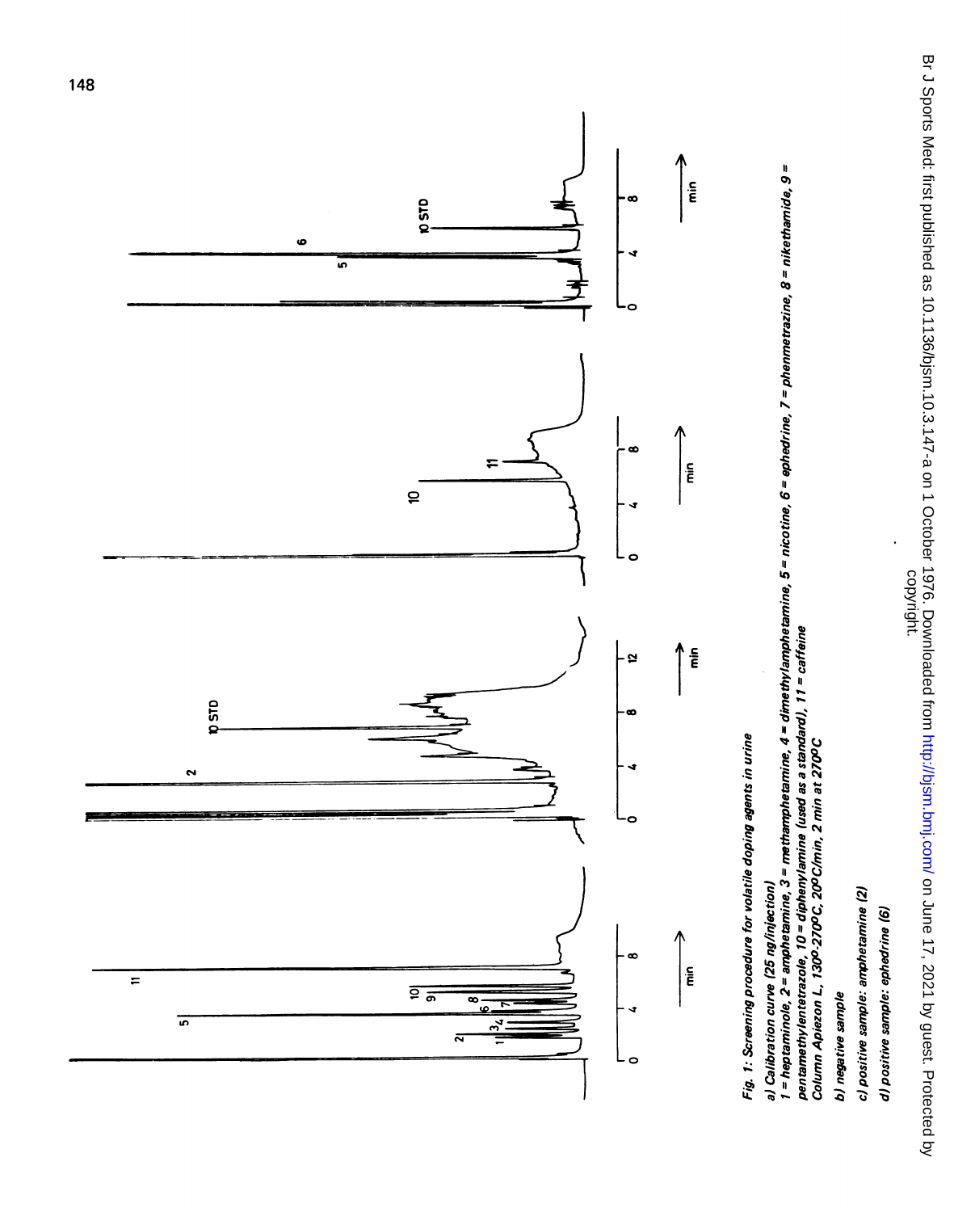*Fig. 1: Screening procedure for volatile doping agents in urine*

*a) Calibration curve (25 ng/injection)*

*1 = heptaminole, 2 = amphetamine, 3 = methamphetamine, 4 = dimethylamphetamine, 5 = nicotine, 6 = ephedrine, 7 = phenmetrazine, 8 = nikethamide, 9 = pentamethylentetrazole, 10 = diphenylamine (used as a standard), 11 = caffeine*

*Column Apiezon L, 130°-270°C, 20°C/min, 2 min at 270°C*

*b) negative sample*

*c) positive sample: amphetamine (2)*

*d) positive sample: ephedrine (6)*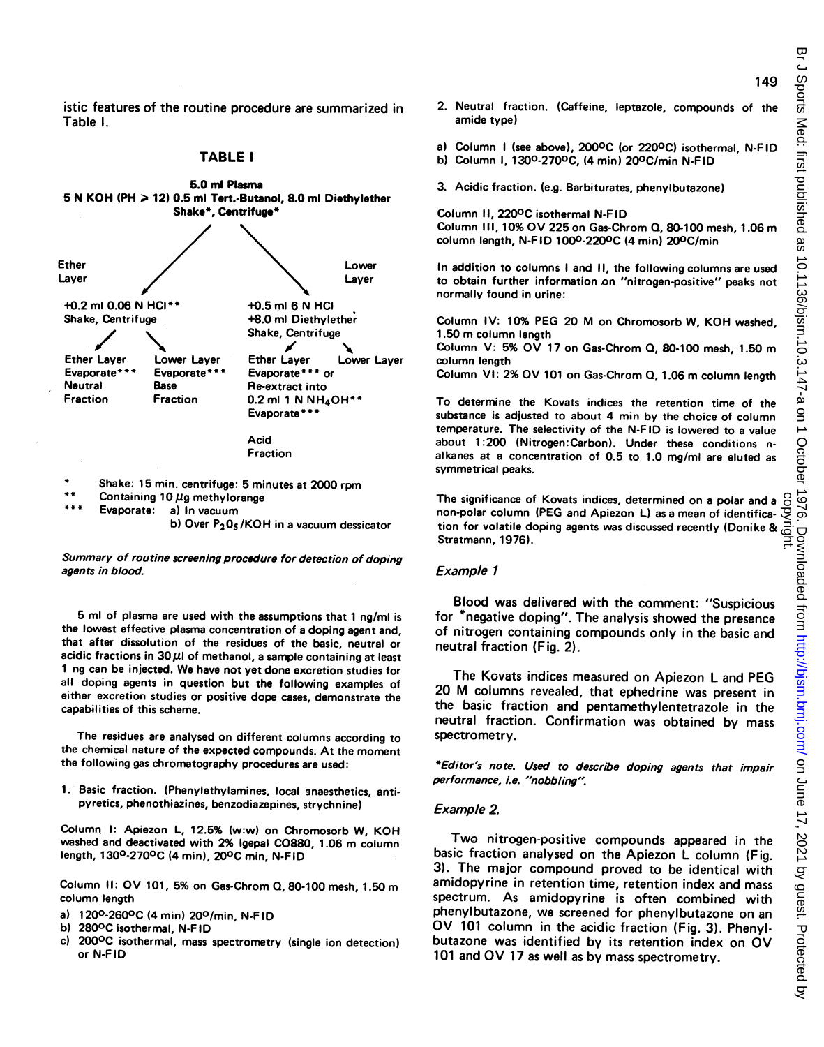istic features of the routine procedure are summarized in Table I.

### TABLE I

**5.0 ml Plasma**
**5 N KOH (PH > 12) 0.5 ml Tert.-Butanol, 8.0 ml Diethylether**
**Shake*, Centrifuge***

Ether Layer → +0.2 ml 0.06 N HCl** Shake, Centrifuge
- Ether Layer: Evaporate*** Neutral Fraction
- Lower Layer: Evaporate*** Base Fraction

Lower Layer → +0.5 ml 6 N HCl +8.0 ml Diethylether Shake, Centrifuge
- Ether Layer: Evaporate*** or Re-extract into 0.2 ml 1 N $NH_4OH$** Evaporate*** — Acid Fraction
- Lower Layer

\* Shake: 15 min. centrifuge: 5 minutes at 2000 rpm
\*\* Containing 10 µg methylorange
\*\*\* Evaporate: a) In vacuum
b) Over $P_2O_5$/KOH in a vacuum dessicator

*Summary of routine screening procedure for detection of doping agents in blood.*

5 ml of plasma are used with the assumptions that 1 ng/ml is the lowest effective plasma concentration of a doping agent and, that after dissolution of the residues of the basic, neutral or acidic fractions in 30 µl of methanol, a sample containing at least 1 ng can be injected. We have not yet done excretion studies for all doping agents in question but the following examples of either excretion studies or positive dope cases, demonstrate the capabilities of this scheme.

The residues are analysed on different columns according to the chemical nature of the expected compounds. At the moment the following gas chromatography procedures are used:

1. Basic fraction. (Phenylethylamines, local anaesthetics, antipyretics, phenothiazines, benzodiazepines, strychnine)

Column I: Apiezon L, 12.5% (w:w) on Chromosorb W, KOH washed and deactivated with 2% Igepal CO880, 1.06 m column length, 130°-270°C (4 min), 20°C min, N-FID

Column II: OV 101, 5% on Gas-Chrom Q, 80-100 mesh, 1.50 m column length

a) 120°-260°C (4 min) 20°/min, N-FID
b) 280°C isothermal, N-FID
c) 200°C isothermal, mass spectrometry (single ion detection) or N-FID

2. Neutral fraction. (Caffeine, leptazole, compounds of the amide type)

a) Column I (see above), 200°C (or 220°C) isothermal, N-FID
b) Column I, 130°-270°C, (4 min) 20°C/min N-FID

3. Acidic fraction. (e.g. Barbiturates, phenylbutazone)

Column II, 220°C isothermal N-FID
Column III, 10% OV 225 on Gas-Chrom Q, 80-100 mesh, 1.06 m column length, N-FID 100°-220°C (4 min) 20°C/min

In addition to columns I and II, the following columns are used to obtain further information on "nitrogen-positive" peaks not normally found in urine:

Column IV: 10% PEG 20 M on Chromosorb W, KOH washed, 1.50 m column length
Column V: 5% OV 17 on Gas-Chrom Q, 80-100 mesh, 1.50 m column length
Column VI: 2% OV 101 on Gas-Chrom Q, 1.06 m column length

To determine the Kovats indices the retention time of the substance is adjusted to about 4 min by the choice of column temperature. The selectivity of the N-FID is lowered to a value about 1:200 (Nitrogen:Carbon). Under these conditions n-alkanes at a concentration of 0.5 to 1.0 mg/ml are eluted as symmetrical peaks.

The significance of Kovats indices, determined on a polar and a non-polar column (PEG and Apiezon L) as a mean of identification for volatile doping agents was discussed recently (Donike & Stratmann, 1976).

### *Example 1*

Blood was delivered with the comment: "Suspicious for *negative doping". The analysis showed the presence of nitrogen containing compounds only in the basic and neutral fraction (Fig. 2).

The Kovats indices measured on Apiezon L and PEG 20 M columns revealed, that ephedrine was present in the basic fraction and pentamethylenetetrazole in the neutral fraction. Confirmation was obtained by mass spectrometry.

*\*Editor's note. Used to describe doping agents that impair performance, i.e. "nobbling".*

### *Example 2.*

Two nitrogen-positive compounds appeared in the basic fraction analysed on the Apiezon L column (Fig. 3). The major compound proved to be identical with amidopyrine in retention time, retention index and mass spectrum. As amidopyrine is often combined with phenylbutazone, we screened for phenylbutazone on an OV 101 column in the acidic fraction (Fig. 3). Phenylbutazone was identified by its retention index on OV 101 and OV 17 as well as by mass spectrometry.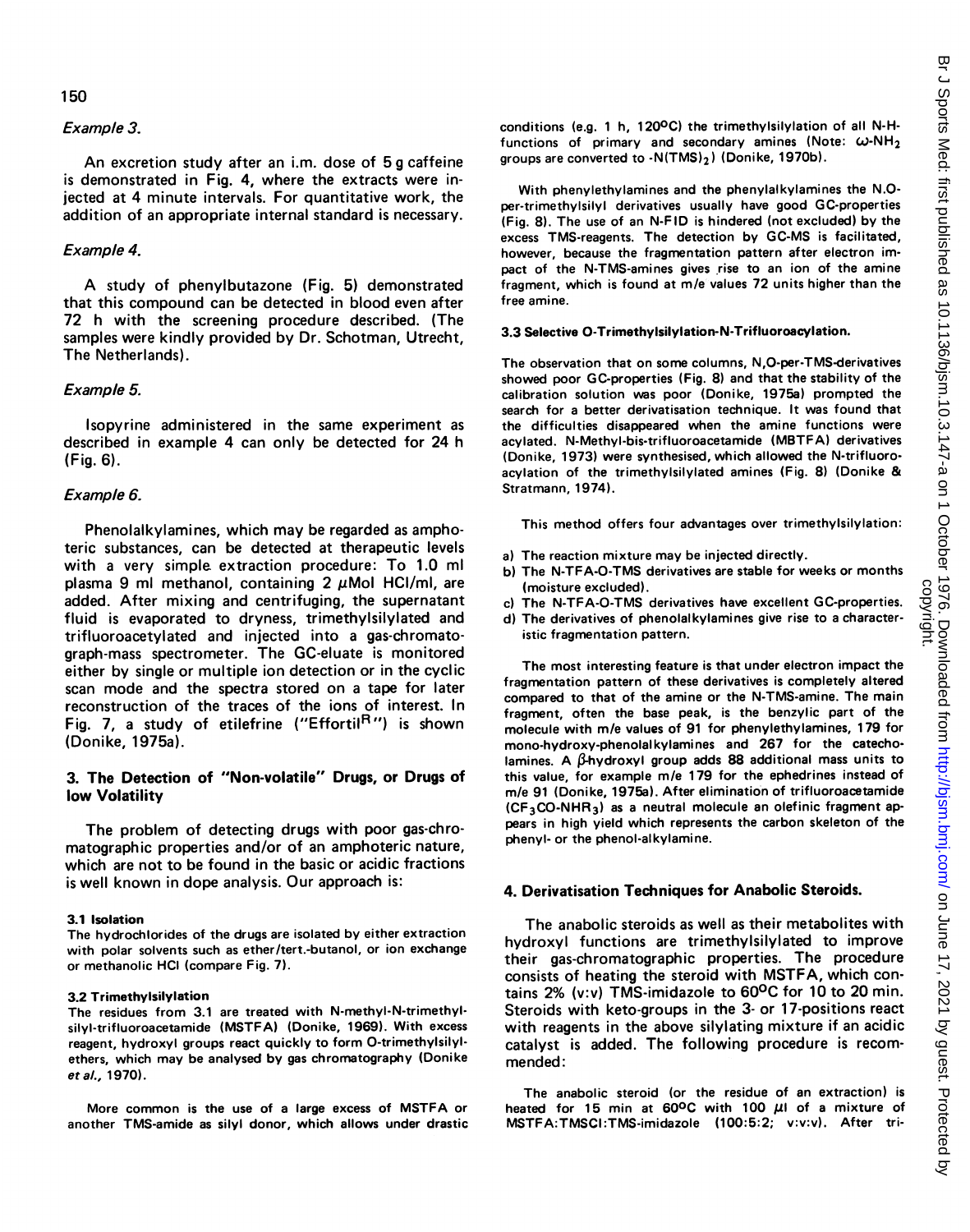*Example 3.*

An excretion study after an i.m. dose of 5 g caffeine is demonstrated in Fig. 4, where the extracts were injected at 4 minute intervals. For quantitative work, the addition of an appropriate internal standard is necessary.

*Example 4.*

A study of phenylbutazone (Fig. 5) demonstrated that this compound can be detected in blood even after 72 h with the screening procedure described. (The samples were kindly provided by Dr. Schotman, Utrecht, The Netherlands).

*Example 5.*

Isopyrine administered in the same experiment as described in example 4 can only be detected for 24 h (Fig. 6).

*Example 6.*

Phenolalkylamines, which may be regarded as amphoteric substances, can be detected at therapeutic levels with a very simple extraction procedure: To 1.0 ml plasma 9 ml methanol, containing 2 $\mu$Mol HCl/ml, are added. After mixing and centrifuging, the supernatant fluid is evaporated to dryness, trimethylsilylated and trifluoroacetylated and injected into a gas-chromatograph-mass spectrometer. The GC-eluate is monitored either by single or multiple ion detection or in the cyclic scan mode and the spectra stored on a tape for later reconstruction of the traces of the ions of interest. In Fig. 7, a study of etilefrine ("Effortil[R]") is shown (Donike, 1975a).

## 3. The Detection of "Non-volatile" Drugs, or Drugs of low Volatility

The problem of detecting drugs with poor gas-chromatographic properties and/or of an amphoteric nature, which are not to be found in the basic or acidic fractions is well known in dope analysis. Our approach is:

### 3.1 Isolation

The hydrochlorides of the drugs are isolated by either extraction with polar solvents such as ether/tert.-butanol, or ion exchange or methanolic HCl (compare Fig. 7).

### 3.2 Trimethylsilylation

The residues from 3.1 are treated with N-methyl-N-trimethylsilyl-trifluoroacetamide (MSTFA) (Donike, 1969). With excess reagent, hydroxyl groups react quickly to form O-trimethylsilylethers, which may be analysed by gas chromatography (Donike *et al.*, 1970).

More common is the use of a large excess of MSTFA or another TMS-amide as silyl donor, which allows under drastic conditions (e.g. 1 h, 120°C) the trimethylsilylation of all N-H-functions of primary and secondary amines (Note: $\omega$-$NH_2$ groups are converted to -$N(TMS)_2$) (Donike, 1970b).

With phenylethylamines and the phenylalkylamines the N.O-per-trimethylsilyl derivatives usually have good GC-properties (Fig. 8). The use of an N-FID is hindered (not excluded) by the excess TMS-reagents. The detection by GC-MS is facilitated, however, because the fragmentation pattern after electron impact of the N-TMS-amines gives rise to an ion of the amine fragment, which is found at m/e values 72 units higher than the free amine.

### 3.3 Selective O-Trimethylsilylation-N-Trifluoroacylation.

The observation that on some columns, N,O-per-TMS-derivatives showed poor GC-properties (Fig. 8) and that the stability of the calibration solution was poor (Donike, 1975a) prompted the search for a better derivatisation technique. It was found that the difficulties disappeared when the amine functions were acylated. N-Methyl-bis-trifluoroacetamide (MBTFA) derivatives (Donike, 1973) were synthesised, which allowed the N-trifluoroacylation of the trimethylsilylated amines (Fig. 8) (Donike & Stratmann, 1974).

This method offers four advantages over trimethylsilylation:

a) The reaction mixture may be injected directly.
b) The N-TFA-O-TMS derivatives are stable for weeks or months (moisture excluded).
c) The N-TFA-O-TMS derivatives have excellent GC-properties.
d) The derivatives of phenolalkylamines give rise to a characteristic fragmentation pattern.

The most interesting feature is that under electron impact the fragmentation pattern of these derivatives is completely altered compared to that of the amine or the N-TMS-amine. The main fragment, often the base peak, is the benzylic part of the molecule with m/e values of 91 for phenylethylamines, 179 for mono-hydroxy-phenolalkylamines and 267 for the catecholamines. A $\beta$-hydroxyl group adds 88 additional mass units to this value, for example m/e 179 for the ephedrines instead of m/e 91 (Donike, 1975a). After elimination of trifluoroacetamide ($CF_3CO$-$NHR_3$) as a neutral molecule an olefinic fragment appears in high yield which represents the carbon skeleton of the phenyl- or the phenol-alkylamine.

## 4. Derivatisation Techniques for Anabolic Steroids.

The anabolic steroids as well as their metabolites with hydroxyl functions are trimethylsilylated to improve their gas-chromatographic properties. The procedure consists of heating the steroid with MSTFA, which contains 2% (v:v) TMS-imidazole to 60°C for 10 to 20 min. Steroids with keto-groups in the 3- or 17-positions react with reagents in the above silylating mixture if an acidic catalyst is added. The following procedure is recommended:

The anabolic steroid (or the residue of an extraction) is heated for 15 min at 60°C with 100 $\mu$l of a mixture of MSTFA:TMSCl:TMS-imidazole (100:5:2; v:v:v). After tri-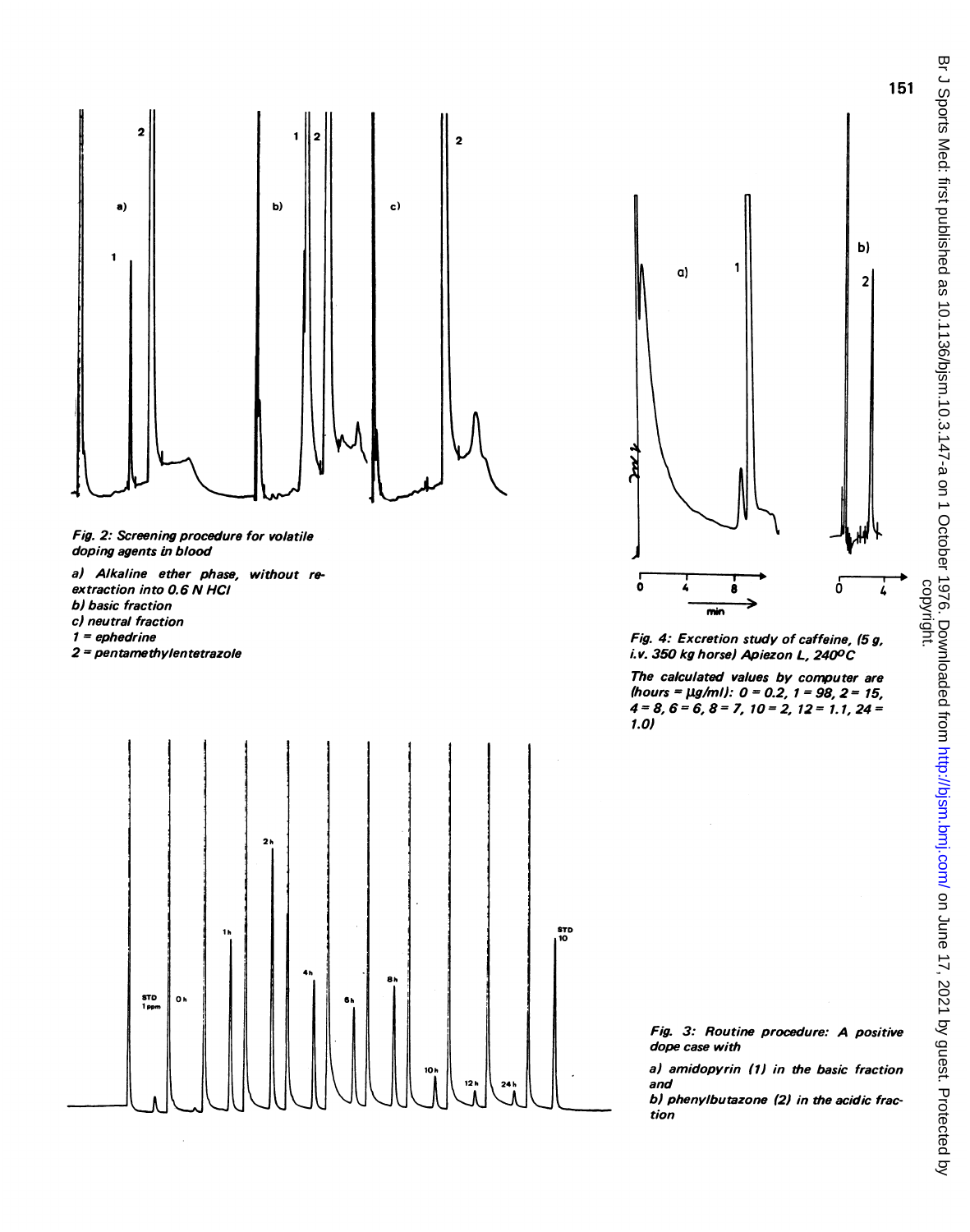*Fig. 2: Screening procedure for volatile doping agents in blood*

*a) Alkaline ether phase, without re-extraction into 0.6 N HCl*
*b) basic fraction*
*c) neutral fraction*
*1 = ephedrine*
*2 = pentamethylentetrazole*

*Fig. 4: Excretion study of caffeine, (5 g, i.v. 350 kg horse) Apiezon L, 240°C*

*The calculated values by computer are (hours = µg/ml): 0 = 0.2, 1 = 98, 2 = 15, 4 = 8, 6 = 6, 8 = 7, 10 = 2, 12 = 1.1, 24 = 1.0)*

*Fig. 3: Routine procedure: A positive dope case with*

*a) amidopyrin (1) in the basic fraction and*

*b) phenylbutazone (2) in the acidic fraction*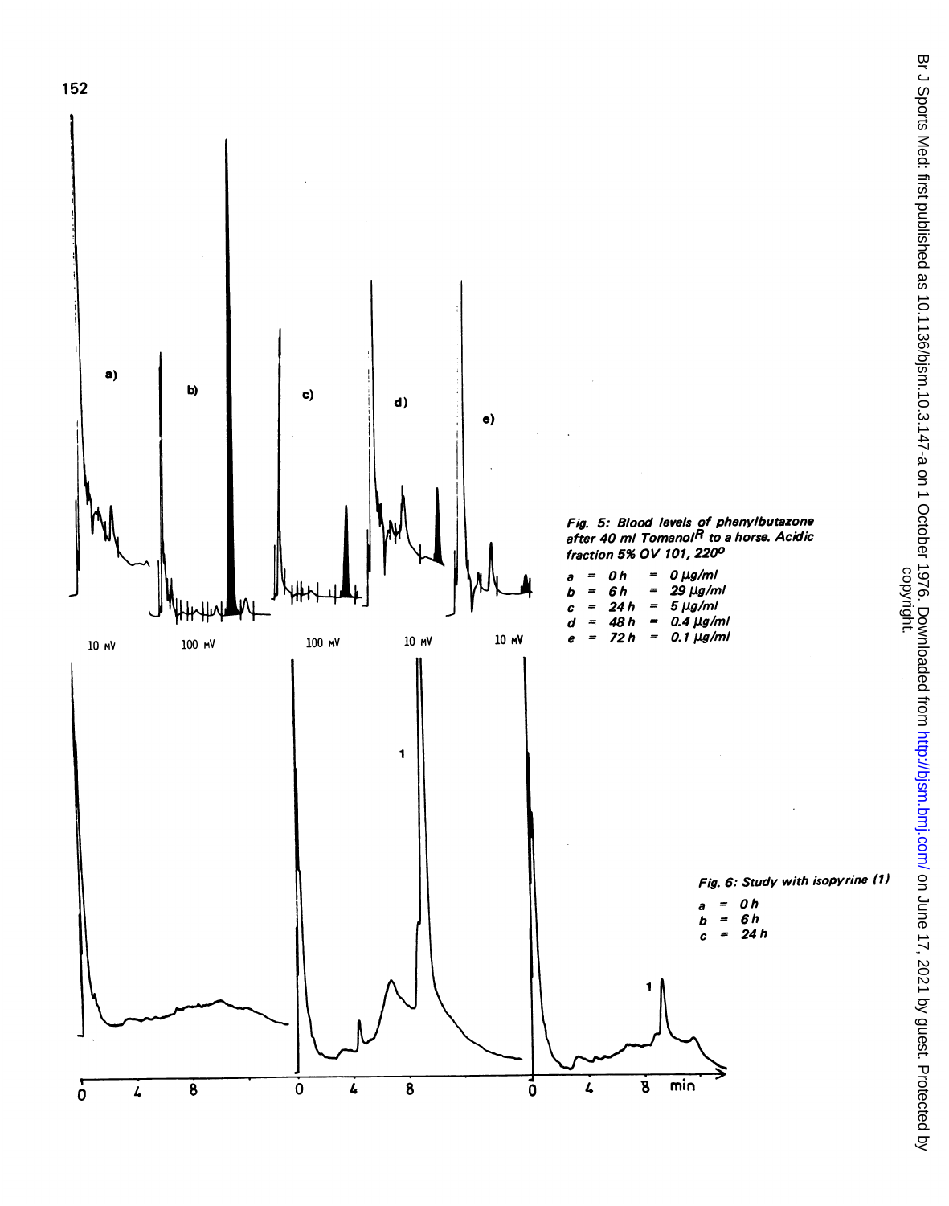*Fig. 5: Blood levels of phenylbutazone after 40 ml Tomanol[R] to a horse. Acidic fraction 5% OV 101, 220°*

*a = 0 h = 0 µg/ml*
*b = 6 h = 29 µg/ml*
*c = 24 h = 5 µg/ml*
*d = 48 h = 0.4 µg/ml*
*e = 72 h = 0.1 µg/ml*

*Fig. 6: Study with isopyrine (1)*

*a = 0 h*
*b = 6 h*
*c = 24 h*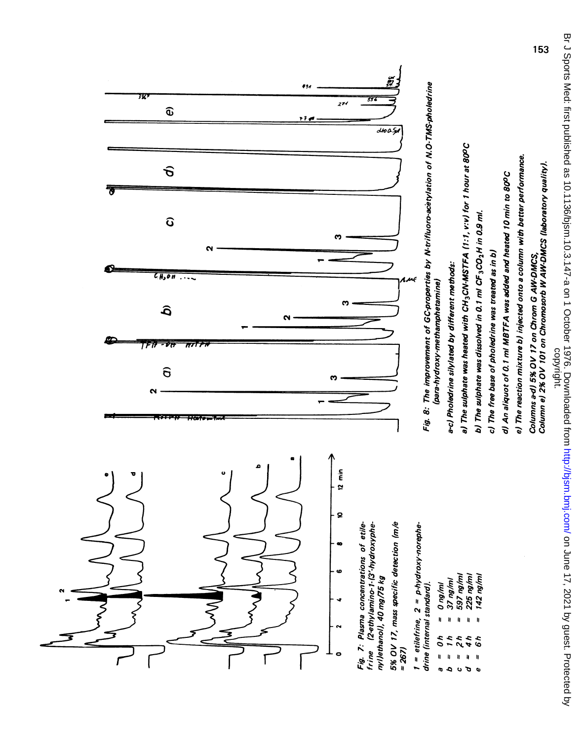Fig. 7: Plasma concentrations of etilefrine (2-ethylamino-1-(3'-hydroxyphenyl)ethanol), 40 mg/75 kg

5% OV 17, mass specific detection (m/e = 267)

1 = etilefrine, 2 = p-hydroxy-norephedrine (internal standard).

a = 0 h = 0 ng/ml
b = 1 h = 37 ng/ml
c = 2 h = 597 ng/ml
d = 4 h = 225 ng/ml
e = 6 h = 142 ng/ml

Fig. 8: The improvement of GC-properties by N-trifluoro-acetylation of N.O-TMS-pholedrine (para-hydroxy-methamphetamine)

a-c) Pholedrine silylated by different methods:

a) The sulphate was heated with $CH_3CN$-MSTFA (1:1, v:v) for 1 hour at 80°C

b) The sulphate was dissolved in 0.1 ml $CF_3CO_2H$ in 0.9 ml.

c) The free base of pholedrine was treated as in b)

d) An aliquot of 0.1 ml MBTFA was added and heated 10 min to 80°C

e) The reaction mixture b) injected onto a column with better performance.

Columns a-d) 5% OV 17 on Chrom G AW-DMCS,
Column e) 2% OV 101 on Chromosorb W AW-DMCS (laboratory quality).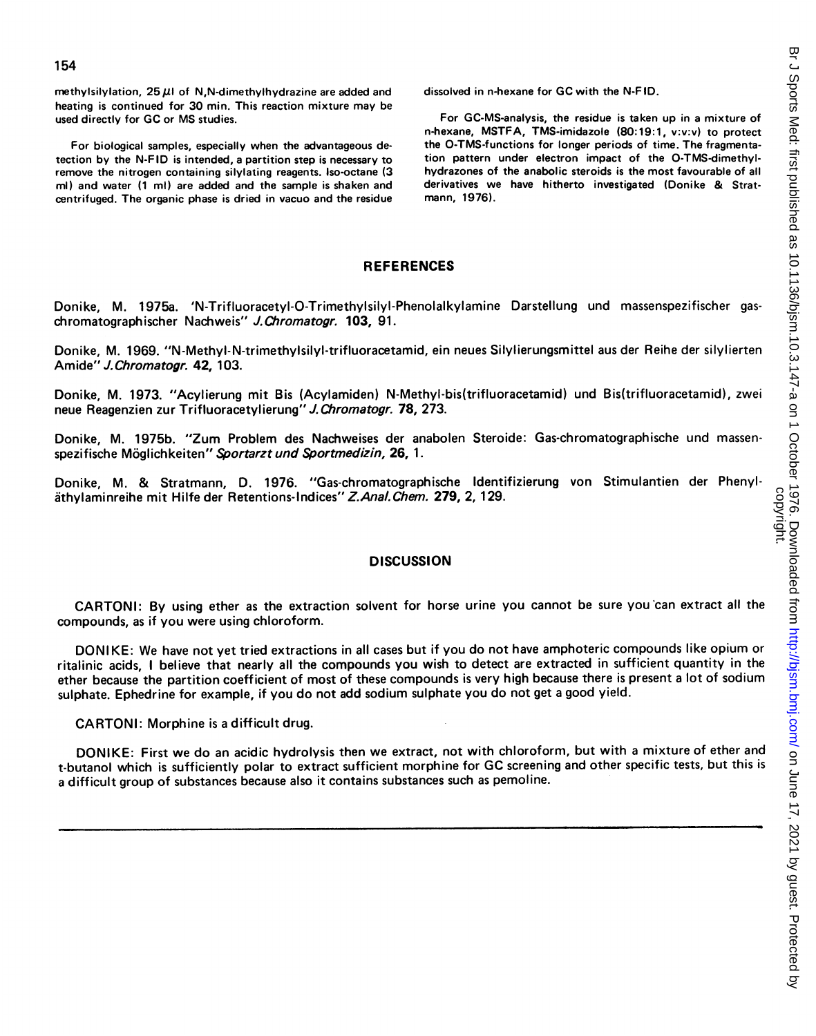methylsilylation, 25 $\mu$l of N,N-dimethylhydrazine are added and heating is continued for 30 min. This reaction mixture may be used directly for GC or MS studies.

For biological samples, especially when the advantageous detection by the N-FID is intended, a partition step is necessary to remove the nitrogen containing silylating reagents. Iso-octane (3 ml) and water (1 ml) are added and the sample is shaken and centrifuged. The organic phase is dried in vacuo and the residue dissolved in n-hexane for GC with the N-FID.

For GC-MS-analysis, the residue is taken up in a mixture of n-hexane, MSTFA, TMS-imidazole (80:19:1, v:v:v) to protect the O-TMS-functions for longer periods of time. The fragmentation pattern under electron impact of the O-TMS-dimethylhydrazones of the anabolic steroids is the most favourable of all derivatives we have hitherto investigated (Donike & Stratmann, 1976).

## REFERENCES

Donike, M. 1975a. 'N-Trifluoracetyl-O-Trimethylsilyl-Phenolalkylamine Darstellung und massenspezifischer gaschromatographischer Nachweis" *J. Chromatogr.* **103,** 91.

Donike, M. 1969. "N-Methyl-N-trimethylsilyl-trifluoracetamid, ein neues Silylierungsmittel aus der Reihe der silylierten Amide" *J. Chromatogr.* **42,** 103.

Donike, M. 1973. "Acylierung mit Bis (Acylamiden) N-Methyl-bis(trifluoracetamid) und Bis(trifluoracetamid), zwei neue Reagenzien zur Trifluoracetylierung" *J. Chromatogr.* **78,** 273.

Donike, M. 1975b. "Zum Problem des Nachweises der anabolen Steroide: Gas-chromatographische und massenspezifische Möglichkeiten" *Sportarzt und Sportmedizin,* **26,** 1.

Donike, M. & Stratmann, D. 1976. "Gas-chromatographische Identifizierung von Stimulantien der Phenyläthylaminreihe mit Hilfe der Retentions-Indices" *Z. Anal. Chem.* **279,** 2, 129.

## DISCUSSION

CARTONI: By using ether as the extraction solvent for horse urine you cannot be sure you can extract all the compounds, as if you were using chloroform.

DONIKE: We have not yet tried extractions in all cases but if you do not have amphoteric compounds like opium or ritalinic acids, I believe that nearly all the compounds you wish to detect are extracted in sufficient quantity in the ether because the partition coefficient of most of these compounds is very high because there is present a lot of sodium sulphate. Ephedrine for example, if you do not add sodium sulphate you do not get a good yield.

CARTONI: Morphine is a difficult drug.

DONIKE: First we do an acidic hydrolysis then we extract, not with chloroform, but with a mixture of ether and t-butanol which is sufficiently polar to extract sufficient morphine for GC screening and other specific tests, but this is a difficult group of substances because also it contains substances such as pemoline.